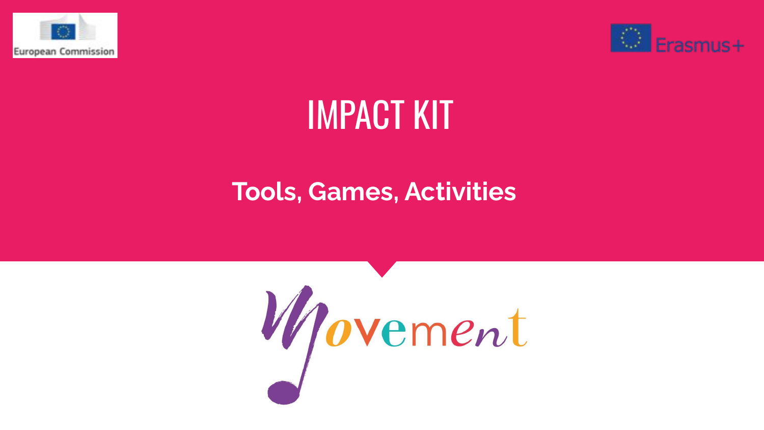European Commission

Erasmus+

# IMPACT KIT

## Tools, Games, Activities

Movement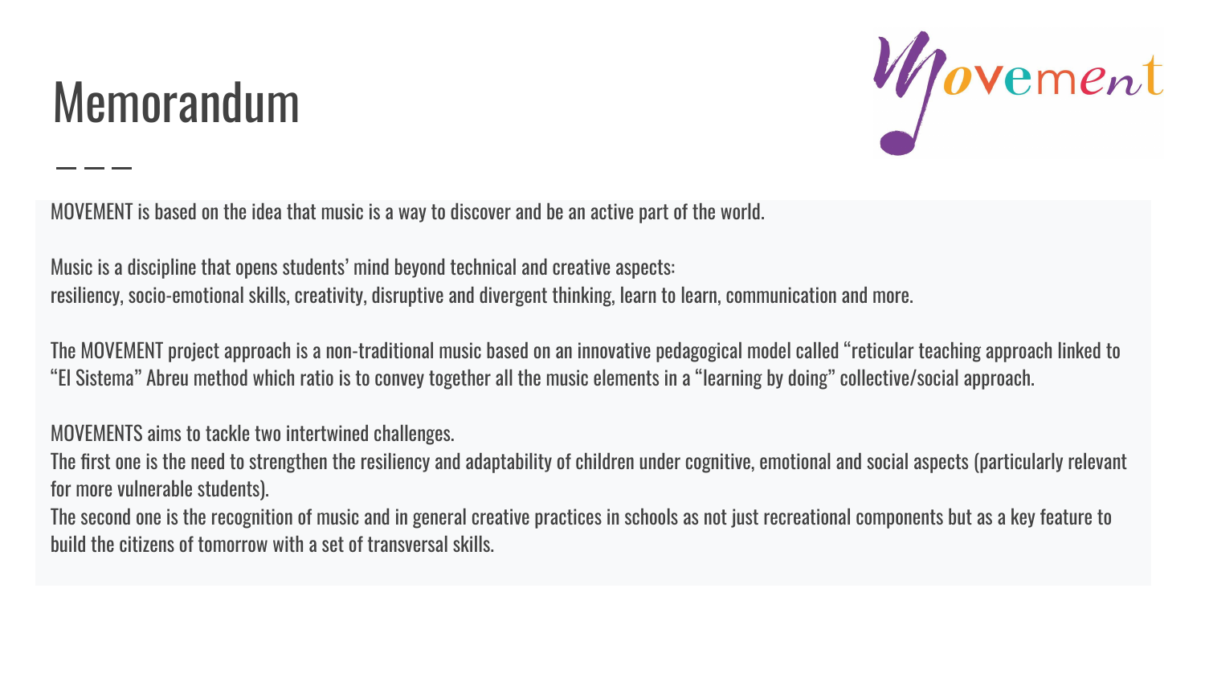# Memorandum

---

MOVEMENT is based on the idea that music is a way to discover and be an active part of the world.

Music is a discipline that opens students' mind beyond technical and creative aspects:
resiliency, socio-emotional skills, creativity, disruptive and divergent thinking, learn to learn, communication and more.

The MOVEMENT project approach is a non-traditional music based on an innovative pedagogical model called "reticular teaching approach linked to "El Sistema" Abreu method which ratio is to convey together all the music elements in a "learning by doing" collective/social approach.

MOVEMENTS aims to tackle two intertwined challenges.
The first one is the need to strengthen the resiliency and adaptability of children under cognitive, emotional and social aspects (particularly relevant for more vulnerable students).
The second one is the recognition of music and in general creative practices in schools as not just recreational components but as a key feature to build the citizens of tomorrow with a set of transversal skills.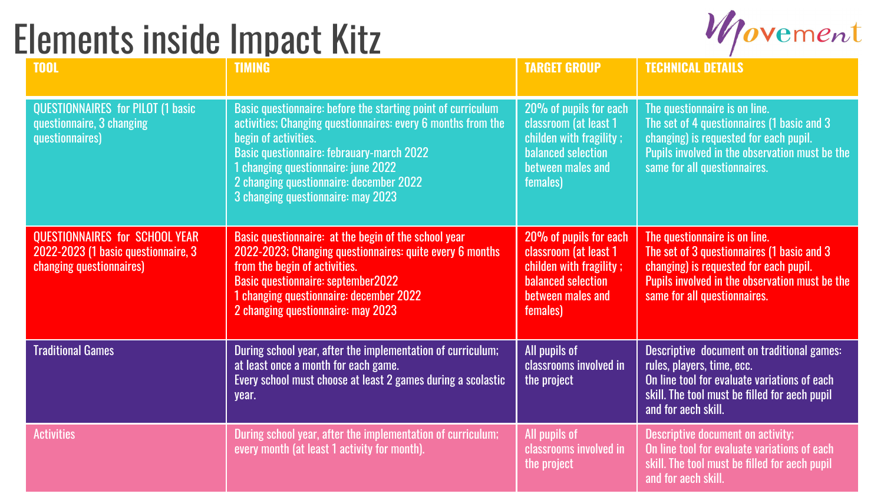# Elements inside Impact Kitz

Movement

| TOOL | TIMING | TARGET GROUP | TECHNICAL DETAILS |
|---|---|---|---|
| QUESTIONNAIRES for PILOT (1 basic questionnaire, 3 changing questionnaires) | Basic questionnaire: before the starting point of curriculum activities; Changing questionnaires: every 6 months from the begin of activities.<br>Basic questionnaire: febrauary-march 2022<br>1 changing questionnaire: june 2022<br>2 changing questionnaire: december 2022<br>3 changing questionnaire: may 2023 | 20% of pupils for each classroom (at least 1 childen with fragility ; balanced selection between males and females) | The questionnaire is on line.<br>The set of 4 questionnaires (1 basic and 3 changing) is requested for each pupil.<br>Pupils involved in the observation must be the same for all questionnaires. |
| QUESTIONNAIRES for SCHOOL YEAR 2022-2023 (1 basic questionnaire, 3 changing questionnaires) | Basic questionnaire: at the begin of the school year 2022-2023; Changing questionnaires: quite every 6 months from the begin of activities.<br>Basic questionnaire: september2022<br>1 changing questionnaire: december 2022<br>2 changing questionnaire: may 2023 | 20% of pupils for each classroom (at least 1 childen with fragility ; balanced selection between males and females) | The questionnaire is on line.<br>The set of 3 questionnaires (1 basic and 3 changing) is requested for each pupil.<br>Pupils involved in the observation must be the same for all questionnaires. |
| Traditional Games | During school year, after the implementation of curriculum; at least once a month for each game.<br>Every school must choose at least 2 games during a scolastic year. | All pupils of classrooms involved in the project | Descriptive document on traditional games: rules, players, time, ecc.<br>On line tool for evaluate variations of each skill. The tool must be filled for aech pupil and for aech skill. |
| Activities | During school year, after the implementation of curriculum; every month (at least 1 activity for month). | All pupils of classrooms involved in the project | Descriptive document on activity;<br>On line tool for evaluate variations of each skill. The tool must be filled for aech pupil and for aech skill. |